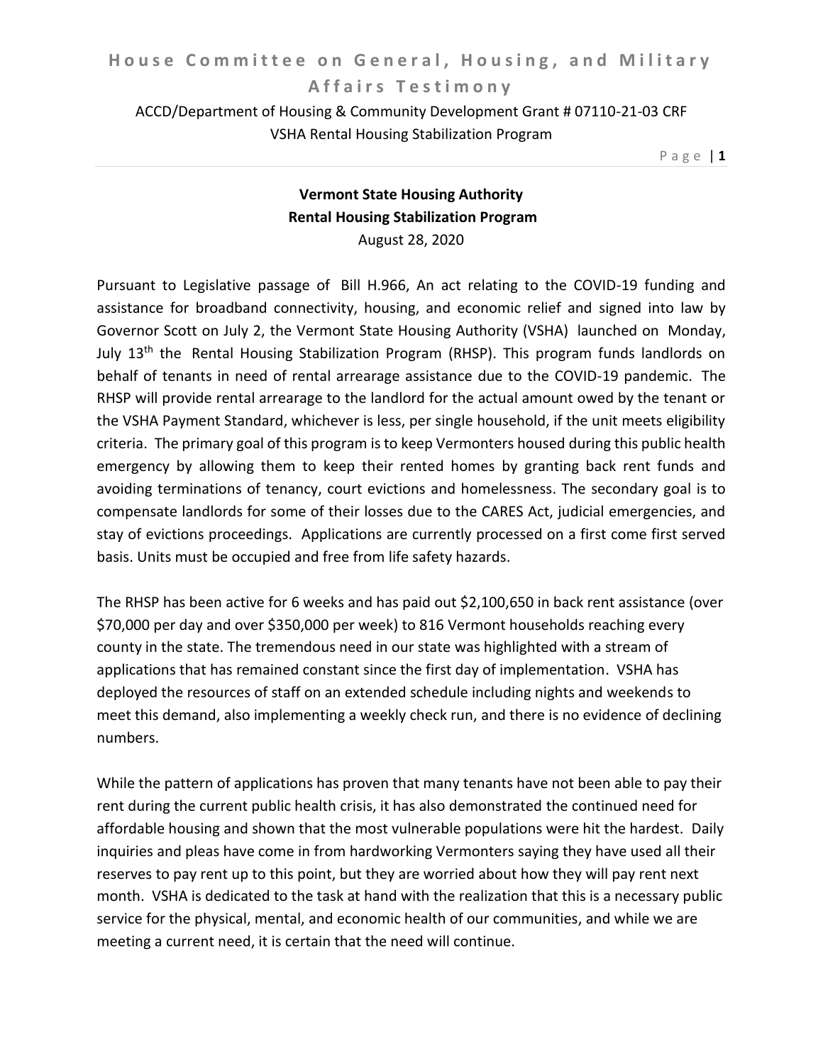**Vermont State Housing Authority**
**Rental Housing Stabilization Program**
August 28, 2020

Pursuant to Legislative passage of Bill H.966, An act relating to the COVID-19 funding and assistance for broadband connectivity, housing, and economic relief and signed into law by Governor Scott on July 2, the Vermont State Housing Authority (VSHA) launched on Monday, July 13th the Rental Housing Stabilization Program (RHSP). This program funds landlords on behalf of tenants in need of rental arrearage assistance due to the COVID-19 pandemic. The RHSP will provide rental arrearage to the landlord for the actual amount owed by the tenant or the VSHA Payment Standard, whichever is less, per single household, if the unit meets eligibility criteria. The primary goal of this program is to keep Vermonters housed during this public health emergency by allowing them to keep their rented homes by granting back rent funds and avoiding terminations of tenancy, court evictions and homelessness. The secondary goal is to compensate landlords for some of their losses due to the CARES Act, judicial emergencies, and stay of evictions proceedings. Applications are currently processed on a first come first served basis. Units must be occupied and free from life safety hazards.

The RHSP has been active for 6 weeks and has paid out $2,100,650 in back rent assistance (over $70,000 per day and over $350,000 per week) to 816 Vermont households reaching every county in the state. The tremendous need in our state was highlighted with a stream of applications that has remained constant since the first day of implementation. VSHA has deployed the resources of staff on an extended schedule including nights and weekends to meet this demand, also implementing a weekly check run, and there is no evidence of declining numbers.

While the pattern of applications has proven that many tenants have not been able to pay their rent during the current public health crisis, it has also demonstrated the continued need for affordable housing and shown that the most vulnerable populations were hit the hardest. Daily inquiries and pleas have come in from hardworking Vermonters saying they have used all their reserves to pay rent up to this point, but they are worried about how they will pay rent next month. VSHA is dedicated to the task at hand with the realization that this is a necessary public service for the physical, mental, and economic health of our communities, and while we are meeting a current need, it is certain that the need will continue.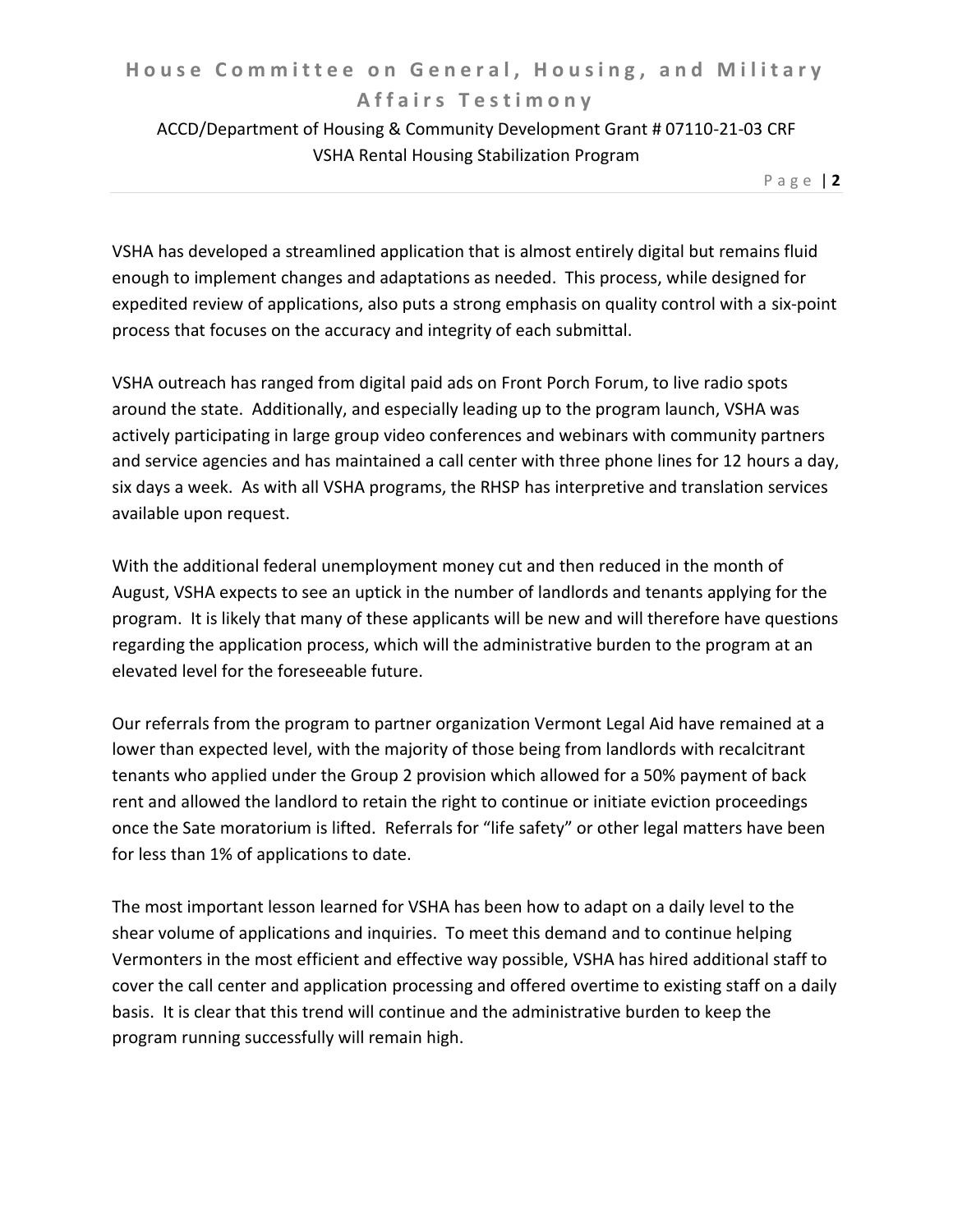VSHA has developed a streamlined application that is almost entirely digital but remains fluid enough to implement changes and adaptations as needed. This process, while designed for expedited review of applications, also puts a strong emphasis on quality control with a six-point process that focuses on the accuracy and integrity of each submittal.

VSHA outreach has ranged from digital paid ads on Front Porch Forum, to live radio spots around the state. Additionally, and especially leading up to the program launch, VSHA was actively participating in large group video conferences and webinars with community partners and service agencies and has maintained a call center with three phone lines for 12 hours a day, six days a week. As with all VSHA programs, the RHSP has interpretive and translation services available upon request.

With the additional federal unemployment money cut and then reduced in the month of August, VSHA expects to see an uptick in the number of landlords and tenants applying for the program. It is likely that many of these applicants will be new and will therefore have questions regarding the application process, which will the administrative burden to the program at an elevated level for the foreseeable future.

Our referrals from the program to partner organization Vermont Legal Aid have remained at a lower than expected level, with the majority of those being from landlords with recalcitrant tenants who applied under the Group 2 provision which allowed for a 50% payment of back rent and allowed the landlord to retain the right to continue or initiate eviction proceedings once the Sate moratorium is lifted. Referrals for "life safety" or other legal matters have been for less than 1% of applications to date.

The most important lesson learned for VSHA has been how to adapt on a daily level to the shear volume of applications and inquiries. To meet this demand and to continue helping Vermonters in the most efficient and effective way possible, VSHA has hired additional staff to cover the call center and application processing and offered overtime to existing staff on a daily basis. It is clear that this trend will continue and the administrative burden to keep the program running successfully will remain high.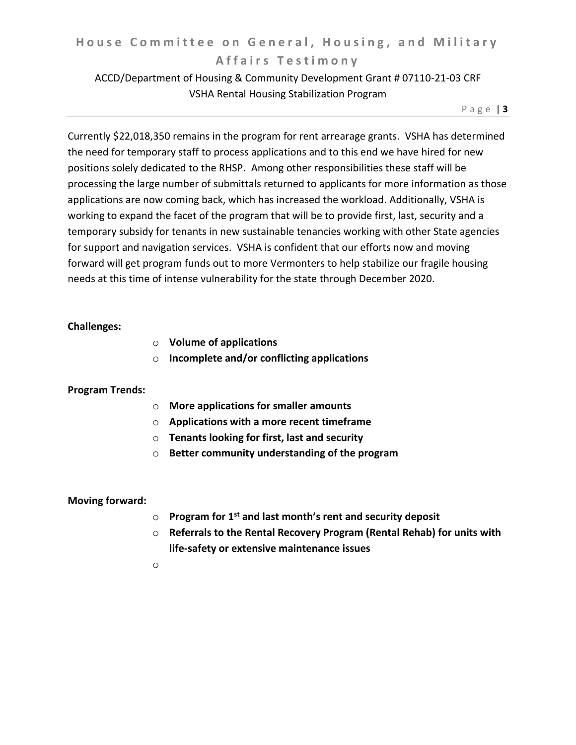Currently $22,018,350 remains in the program for rent arrearage grants. VSHA has determined the need for temporary staff to process applications and to this end we have hired for new positions solely dedicated to the RHSP. Among other responsibilities these staff will be processing the large number of submittals returned to applicants for more information as those applications are now coming back, which has increased the workload. Additionally, VSHA is working to expand the facet of the program that will be to provide first, last, security and a temporary subsidy for tenants in new sustainable tenancies working with other State agencies for support and navigation services. VSHA is confident that our efforts now and moving forward will get program funds out to more Vermonters to help stabilize our fragile housing needs at this time of intense vulnerability for the state through December 2020.

**Challenges:**

- **Volume of applications**
- **Incomplete and/or conflicting applications**

**Program Trends:**

- **More applications for smaller amounts**
- **Applications with a more recent timeframe**
- **Tenants looking for first, last and security**
- **Better community understanding of the program**

**Moving forward:**

- **Program for 1st and last month's rent and security deposit**
- **Referrals to the Rental Recovery Program (Rental Rehab) for units with life-safety or extensive maintenance issues**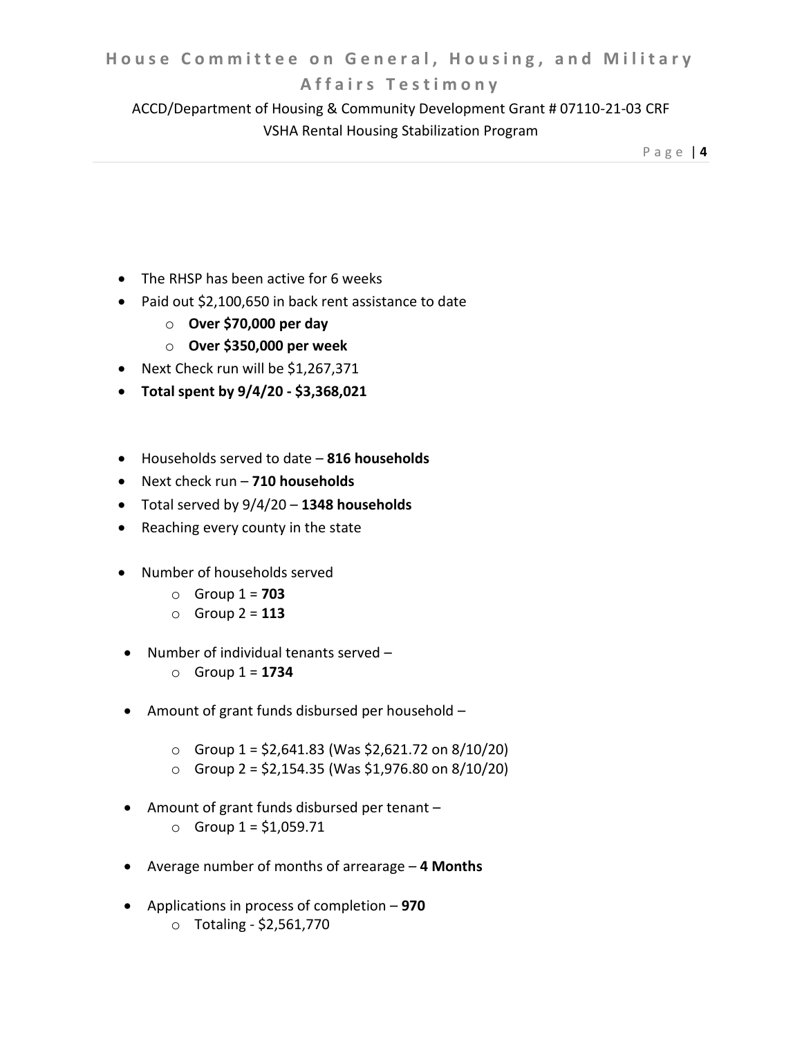- The RHSP has been active for 6 weeks
- Paid out $2,100,650 in back rent assistance to date
    - **Over $70,000 per day**
    - **Over $350,000 per week**
- Next Check run will be $1,267,371
- **Total spent by 9/4/20 - $3,368,021**

- Households served to date – **816 households**
- Next check run – **710 households**
- Total served by 9/4/20 – **1348 households**
- Reaching every county in the state

- Number of households served
    - Group 1 = **703**
    - Group 2 = **113**

- Number of individual tenants served –
    - Group 1 = **1734**

- Amount of grant funds disbursed per household –
    - Group 1 = $2,641.83 (Was $2,621.72 on 8/10/20)
    - Group 2 = $2,154.35 (Was $1,976.80 on 8/10/20)

- Amount of grant funds disbursed per tenant –
    - Group 1 = $1,059.71

- Average number of months of arrearage – **4 Months**

- Applications in process of completion – **970**
    - Totaling - $2,561,770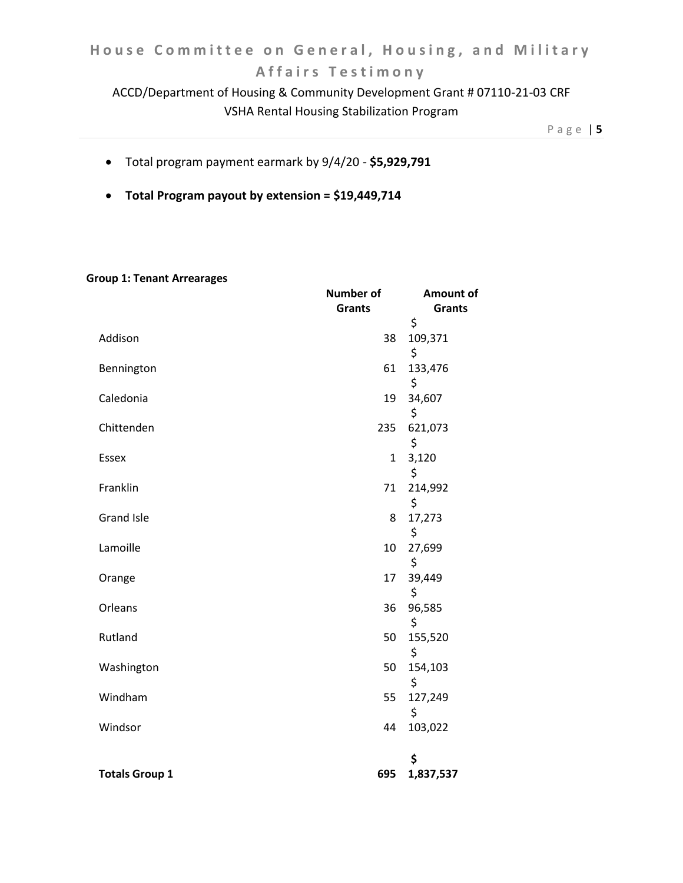- Total program payment earmark by 9/4/20 - **$5,929,791**

- **Total Program payout by extension = $19,449,714**

**Group 1: Tenant Arrearages**

| | Number of Grants | Amount of Grants |
|---|---|---|
| Addison | 38 | $ 109,371 |
| Bennington | 61 | $ 133,476 |
| Caledonia | 19 | $ 34,607 |
| Chittenden | 235 | $ 621,073 |
| Essex | 1 | $ 3,120 |
| Franklin | 71 | $ 214,992 |
| Grand Isle | 8 | $ 17,273 |
| Lamoille | 10 | $ 27,699 |
| Orange | 17 | $ 39,449 |
| Orleans | 36 | $ 96,585 |
| Rutland | 50 | $ 155,520 |
| Washington | 50 | $ 154,103 |
| Windham | 55 | $ 127,249 |
| Windsor | 44 | $ 103,022 |
| **Totals Group 1** | **695** | **$ 1,837,537** |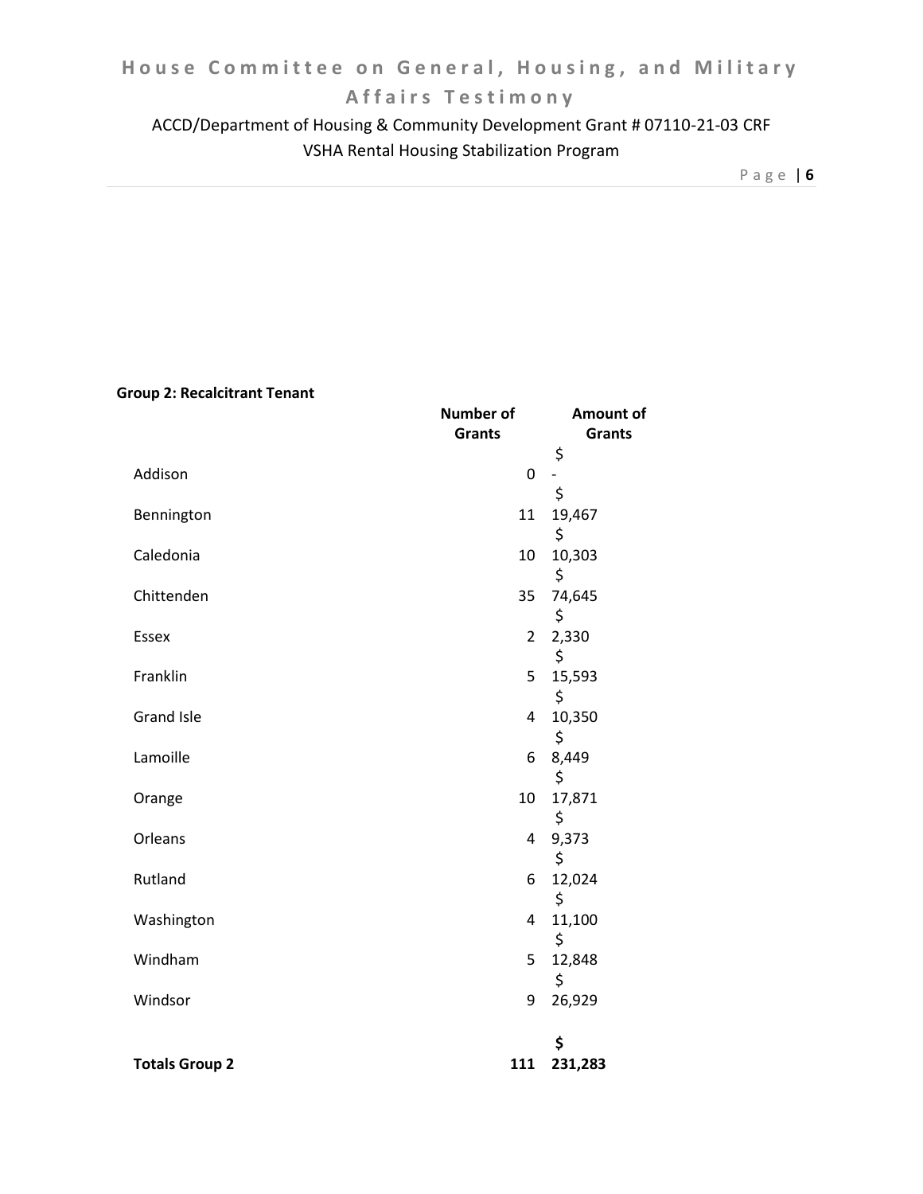**Group 2: Recalcitrant Tenant**

| | Number of Grants | Amount of Grants |
|---|---|---|
| Addison | 0 | $ - |
| Bennington | 11 | $ 19,467 |
| Caledonia | 10 | $ 10,303 |
| Chittenden | 35 | $ 74,645 |
| Essex | 2 | $ 2,330 |
| Franklin | 5 | $ 15,593 |
| Grand Isle | 4 | $ 10,350 |
| Lamoille | 6 | $ 8,449 |
| Orange | 10 | $ 17,871 |
| Orleans | 4 | $ 9,373 |
| Rutland | 6 | $ 12,024 |
| Washington | 4 | $ 11,100 |
| Windham | 5 | $ 12,848 |
| Windsor | 9 | $ 26,929 |
| **Totals Group 2** | **111** | **$ 231,283** |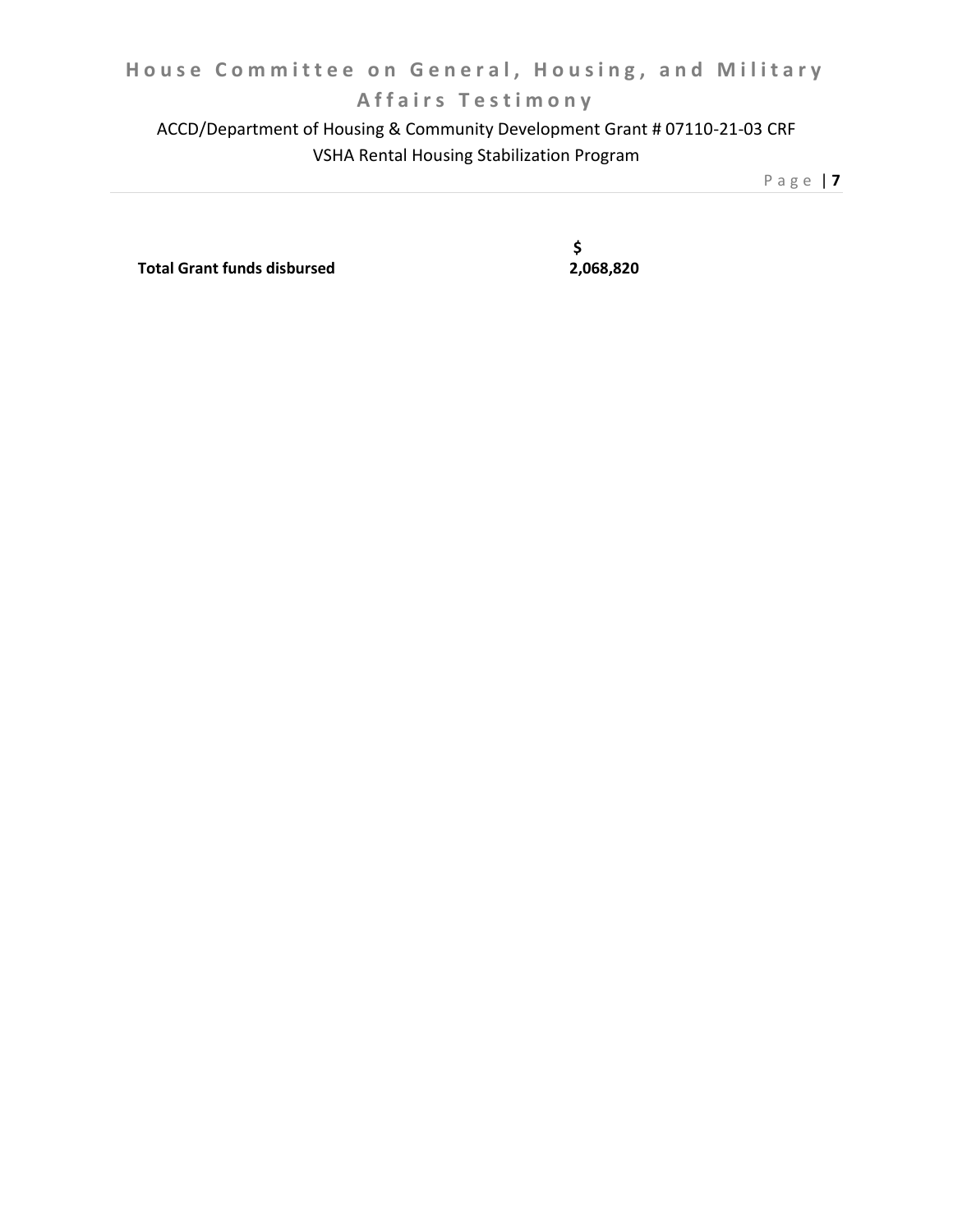| | |
|---|---|
| **Total Grant funds disbursed** | **$ 2,068,820** |